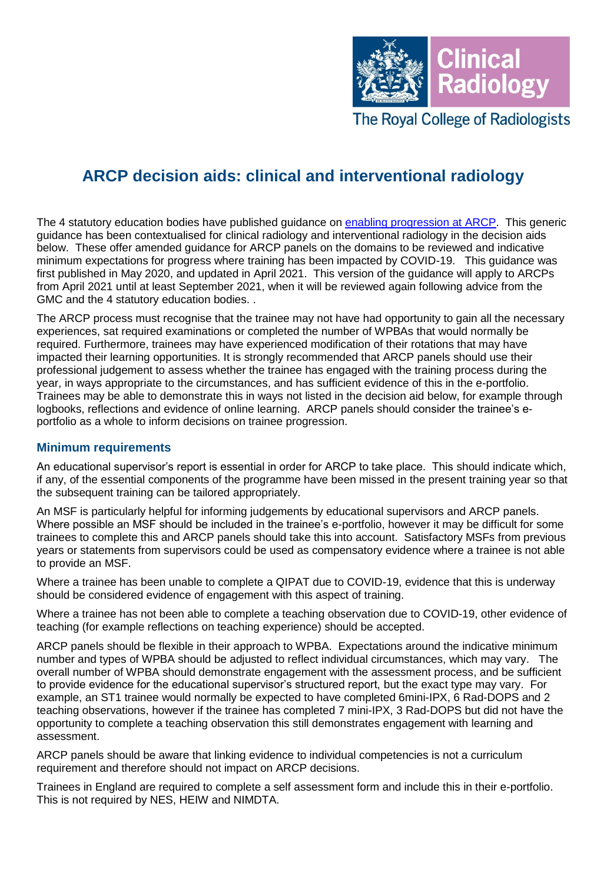Clinical Radiology

The Royal College of Radiologists

# ARCP decision aids: clinical and interventional radiology

The 4 statutory education bodies have published guidance on [enabling progression at ARCP](enabling progression at ARCP). This generic guidance has been contextualised for clinical radiology and interventional radiology in the decision aids below. These offer amended guidance for ARCP panels on the domains to be reviewed and indicative minimum expectations for progress where training has been impacted by COVID-19. This guidance was first published in May 2020, and updated in April 2021. This version of the guidance will apply to ARCPs from April 2021 until at least September 2021, when it will be reviewed again following advice from the GMC and the 4 statutory education bodies. .

The ARCP process must recognise that the trainee may not have had opportunity to gain all the necessary experiences, sat required examinations or completed the number of WPBAs that would normally be required. Furthermore, trainees may have experienced modification of their rotations that may have impacted their learning opportunities. It is strongly recommended that ARCP panels should use their professional judgement to assess whether the trainee has engaged with the training process during the year, in ways appropriate to the circumstances, and has sufficient evidence of this in the e-portfolio. Trainees may be able to demonstrate this in ways not listed in the decision aid below, for example through logbooks, reflections and evidence of online learning. ARCP panels should consider the trainee's e-portfolio as a whole to inform decisions on trainee progression.

## Minimum requirements

An educational supervisor's report is essential in order for ARCP to take place. This should indicate which, if any, of the essential components of the programme have been missed in the present training year so that the subsequent training can be tailored appropriately.

An MSF is particularly helpful for informing judgements by educational supervisors and ARCP panels. Where possible an MSF should be included in the trainee's e-portfolio, however it may be difficult for some trainees to complete this and ARCP panels should take this into account. Satisfactory MSFs from previous years or statements from supervisors could be used as compensatory evidence where a trainee is not able to provide an MSF.

Where a trainee has been unable to complete a QIPAT due to COVID-19, evidence that this is underway should be considered evidence of engagement with this aspect of training.

Where a trainee has not been able to complete a teaching observation due to COVID-19, other evidence of teaching (for example reflections on teaching experience) should be accepted.

ARCP panels should be flexible in their approach to WPBA. Expectations around the indicative minimum number and types of WPBA should be adjusted to reflect individual circumstances, which may vary. The overall number of WPBA should demonstrate engagement with the assessment process, and be sufficient to provide evidence for the educational supervisor's structured report, but the exact type may vary. For example, an ST1 trainee would normally be expected to have completed 6mini-IPX, 6 Rad-DOPS and 2 teaching observations, however if the trainee has completed 7 mini-IPX, 3 Rad-DOPS but did not have the opportunity to complete a teaching observation this still demonstrates engagement with learning and assessment.

ARCP panels should be aware that linking evidence to individual competencies is not a curriculum requirement and therefore should not impact on ARCP decisions.

Trainees in England are required to complete a self assessment form and include this in their e-portfolio. This is not required by NES, HEIW and NIMDTA.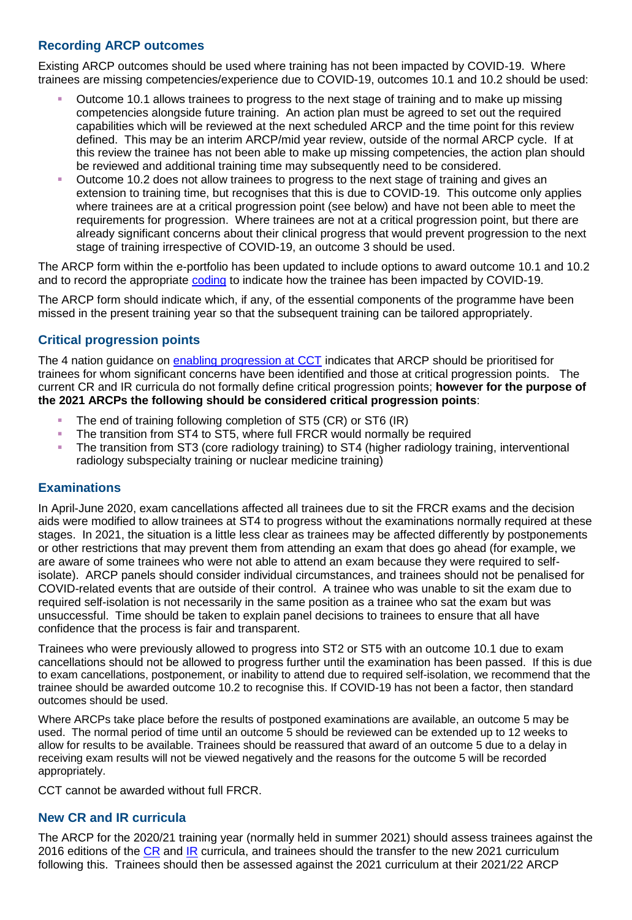## Recording ARCP outcomes

Existing ARCP outcomes should be used where training has not been impacted by COVID-19. Where trainees are missing competencies/experience due to COVID-19, outcomes 10.1 and 10.2 should be used:

- Outcome 10.1 allows trainees to progress to the next stage of training and to make up missing competencies alongside future training. An action plan must be agreed to set out the required capabilities which will be reviewed at the next scheduled ARCP and the time point for this review defined. This may be an interim ARCP/mid year review, outside of the normal ARCP cycle. If at this review the trainee has not been able to make up missing competencies, the action plan should be reviewed and additional training time may subsequently need to be considered.
- Outcome 10.2 does not allow trainees to progress to the next stage of training and gives an extension to training time, but recognises that this is due to COVID-19. This outcome only applies where trainees are at a critical progression point (see below) and have not been able to meet the requirements for progression. Where trainees are not at a critical progression point, but there are already significant concerns about their clinical progress that would prevent progression to the next stage of training irrespective of COVID-19, an outcome 3 should be used.

The ARCP form within the e-portfolio has been updated to include options to award outcome 10.1 and 10.2 and to record the appropriate coding to indicate how the trainee has been impacted by COVID-19.

The ARCP form should indicate which, if any, of the essential components of the programme have been missed in the present training year so that the subsequent training can be tailored appropriately.

## Critical progression points

The 4 nation guidance on enabling progression at CCT indicates that ARCP should be prioritised for trainees for whom significant concerns have been identified and those at critical progression points. The current CR and IR curricula do not formally define critical progression points; **however for the purpose of the 2021 ARCPs the following should be considered critical progression points**:

- The end of training following completion of ST5 (CR) or ST6 (IR)
- The transition from ST4 to ST5, where full FRCR would normally be required
- The transition from ST3 (core radiology training) to ST4 (higher radiology training, interventional radiology subspecialty training or nuclear medicine training)

## Examinations

In April-June 2020, exam cancellations affected all trainees due to sit the FRCR exams and the decision aids were modified to allow trainees at ST4 to progress without the examinations normally required at these stages. In 2021, the situation is a little less clear as trainees may be affected differently by postponements or other restrictions that may prevent them from attending an exam that does go ahead (for example, we are aware of some trainees who were not able to attend an exam because they were required to self-isolate). ARCP panels should consider individual circumstances, and trainees should not be penalised for COVID-related events that are outside of their control. A trainee who was unable to sit the exam due to required self-isolation is not necessarily in the same position as a trainee who sat the exam but was unsuccessful. Time should be taken to explain panel decisions to trainees to ensure that all have confidence that the process is fair and transparent.

Trainees who were previously allowed to progress into ST2 or ST5 with an outcome 10.1 due to exam cancellations should not be allowed to progress further until the examination has been passed. If this is due to exam cancellations, postponement, or inability to attend due to required self-isolation, we recommend that the trainee should be awarded outcome 10.2 to recognise this. If COVID-19 has not been a factor, then standard outcomes should be used.

Where ARCPs take place before the results of postponed examinations are available, an outcome 5 may be used. The normal period of time until an outcome 5 should be reviewed can be extended up to 12 weeks to allow for results to be available. Trainees should be reassured that award of an outcome 5 due to a delay in receiving exam results will not be viewed negatively and the reasons for the outcome 5 will be recorded appropriately.

CCT cannot be awarded without full FRCR.

## New CR and IR curricula

The ARCP for the 2020/21 training year (normally held in summer 2021) should assess trainees against the 2016 editions of the CR and IR curricula, and trainees should the transfer to the new 2021 curriculum following this. Trainees should then be assessed against the 2021 curriculum at their 2021/22 ARCP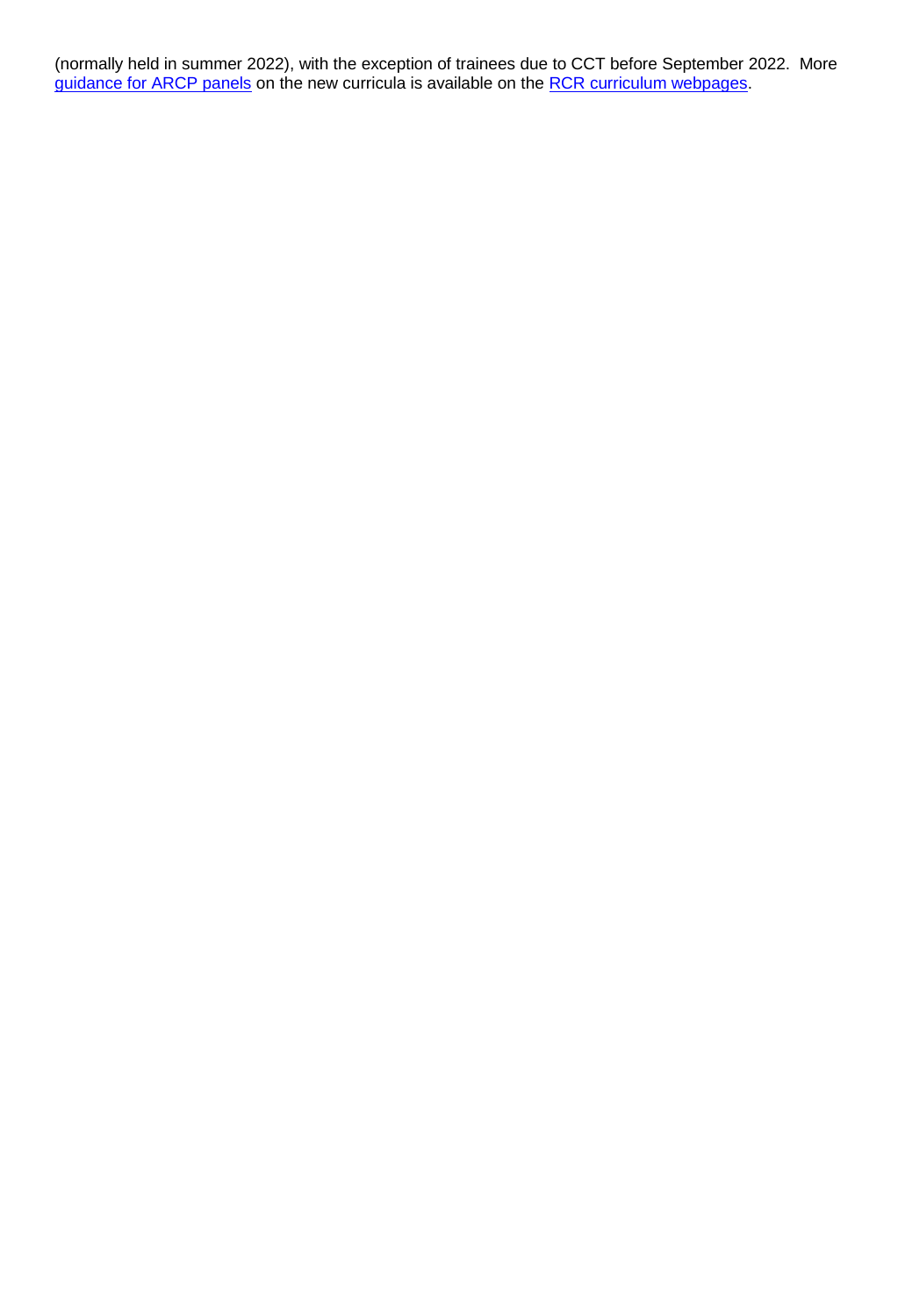(normally held in summer 2022), with the exception of trainees due to CCT before September 2022. More guidance for ARCP panels on the new curricula is available on the RCR curriculum webpages.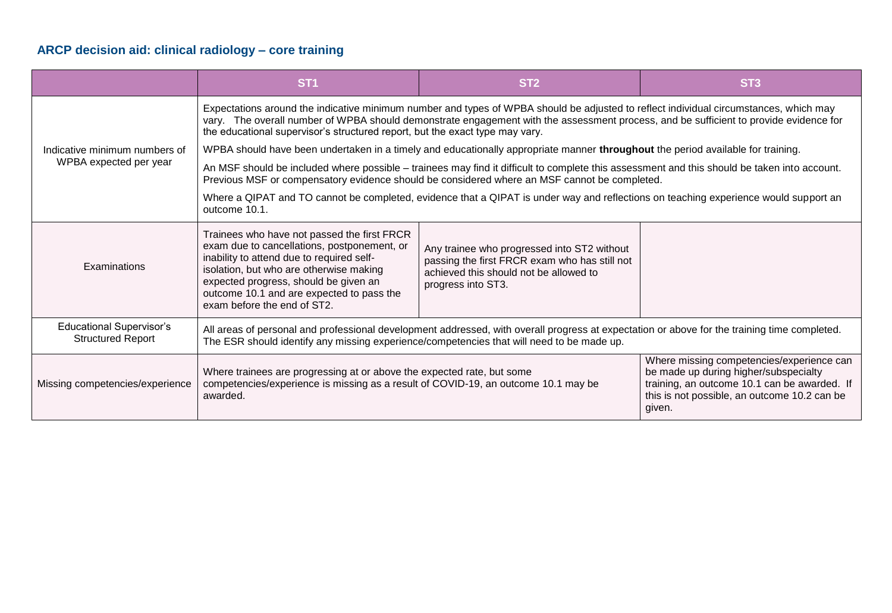## ARCP decision aid: clinical radiology – core training

| | ST1 | ST2 | ST3 |
|---|---|---|---|
| Indicative minimum numbers of WPBA expected per year | Expectations around the indicative minimum number and types of WPBA should be adjusted to reflect individual circumstances, which may vary. The overall number of WPBA should demonstrate engagement with the assessment process, and be sufficient to provide evidence for the educational supervisor's structured report, but the exact type may vary.<br><br>WPBA should have been undertaken in a timely and educationally appropriate manner **throughout** the period available for training.<br><br>An MSF should be included where possible – trainees may find it difficult to complete this assessment and this should be taken into account. Previous MSF or compensatory evidence should be considered where an MSF cannot be completed.<br><br>Where a QIPAT and TO cannot be completed, evidence that a QIPAT is under way and reflections on teaching experience would support an outcome 10.1. | | |
| Examinations | Trainees who have not passed the first FRCR exam due to cancellations, postponement, or inability to attend due to required self-isolation, but who are otherwise making expected progress, should be given an outcome 10.1 and are expected to pass the exam before the end of ST2. | Any trainee who progressed into ST2 without passing the first FRCR exam who has still not achieved this should not be allowed to progress into ST3. | |
| Educational Supervisor's Structured Report | All areas of personal and professional development addressed, with overall progress at expectation or above for the training time completed. The ESR should identify any missing experience/competencies that will need to be made up. | | |
| Missing competencies/experience | Where trainees are progressing at or above the expected rate, but some competencies/experience is missing as a result of COVID-19, an outcome 10.1 may be awarded. | | Where missing competencies/experience can be made up during higher/subspecialty training, an outcome 10.1 can be awarded. If this is not possible, an outcome 10.2 can be given. |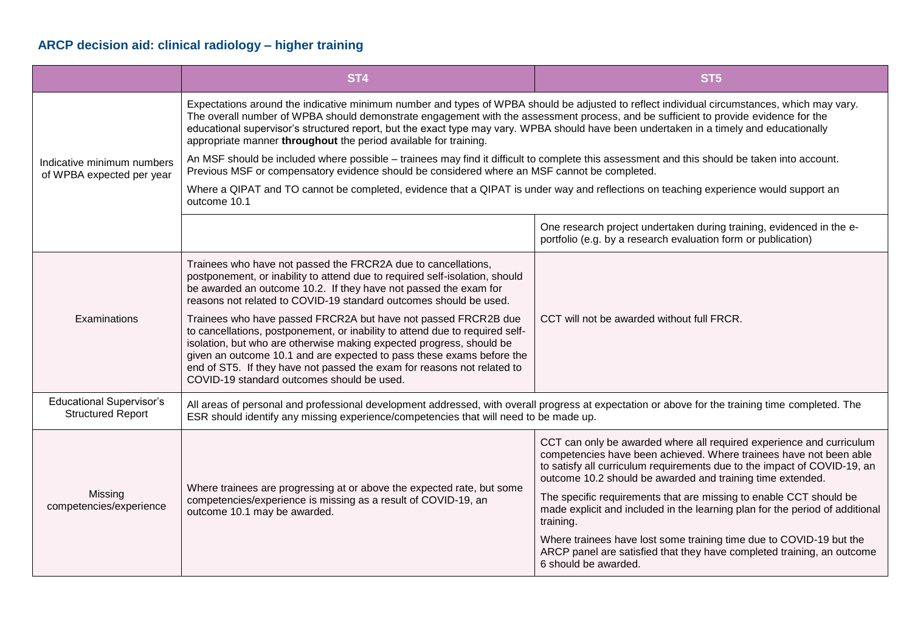## ARCP decision aid: clinical radiology – higher training

| | ST4 | ST5 |
|---|---|---|
| Indicative minimum numbers of WPBA expected per year | Expectations around the indicative minimum number and types of WPBA should be adjusted to reflect individual circumstances, which may vary. The overall number of WPBA should demonstrate engagement with the assessment process, and be sufficient to provide evidence for the educational supervisor's structured report, but the exact type may vary. WPBA should have been undertaken in a timely and educationally appropriate manner **throughout** the period available for training.<br><br>An MSF should be included where possible – trainees may find it difficult to complete this assessment and this should be taken into account. Previous MSF or compensatory evidence should be considered where an MSF cannot be completed.<br><br>Where a QIPAT and TO cannot be completed, evidence that a QIPAT is under way and reflections on teaching experience would support an outcome 10.1 | |
| | | One research project undertaken during training, evidenced in the e-portfolio (e.g. by a research evaluation form or publication) |
| Examinations | Trainees who have not passed the FRCR2A due to cancellations, postponement, or inability to attend due to required self-isolation, should be awarded an outcome 10.2. If they have not passed the exam for reasons not related to COVID-19 standard outcomes should be used.<br><br>Trainees who have passed FRCR2A but have not passed FRCR2B due to cancellations, postponement, or inability to attend due to required self-isolation, but who are otherwise making expected progress, should be given an outcome 10.1 and are expected to pass these exams before the end of ST5. If they have not passed the exam for reasons not related to COVID-19 standard outcomes should be used. | CCT will not be awarded without full FRCR. |
| Educational Supervisor's Structured Report | All areas of personal and professional development addressed, with overall progress at expectation or above for the training time completed. The ESR should identify any missing experience/competencies that will need to be made up. | |
| Missing competencies/experience | Where trainees are progressing at or above the expected rate, but some competencies/experience is missing as a result of COVID-19, an outcome 10.1 may be awarded. | CCT can only be awarded where all required experience and curriculum competencies have been achieved. Where trainees have not been able to satisfy all curriculum requirements due to the impact of COVID-19, an outcome 10.2 should be awarded and training time extended.<br><br>The specific requirements that are missing to enable CCT should be made explicit and included in the learning plan for the period of additional training.<br><br>Where trainees have lost some training time due to COVID-19 but the ARCP panel are satisfied that they have completed training, an outcome 6 should be awarded. |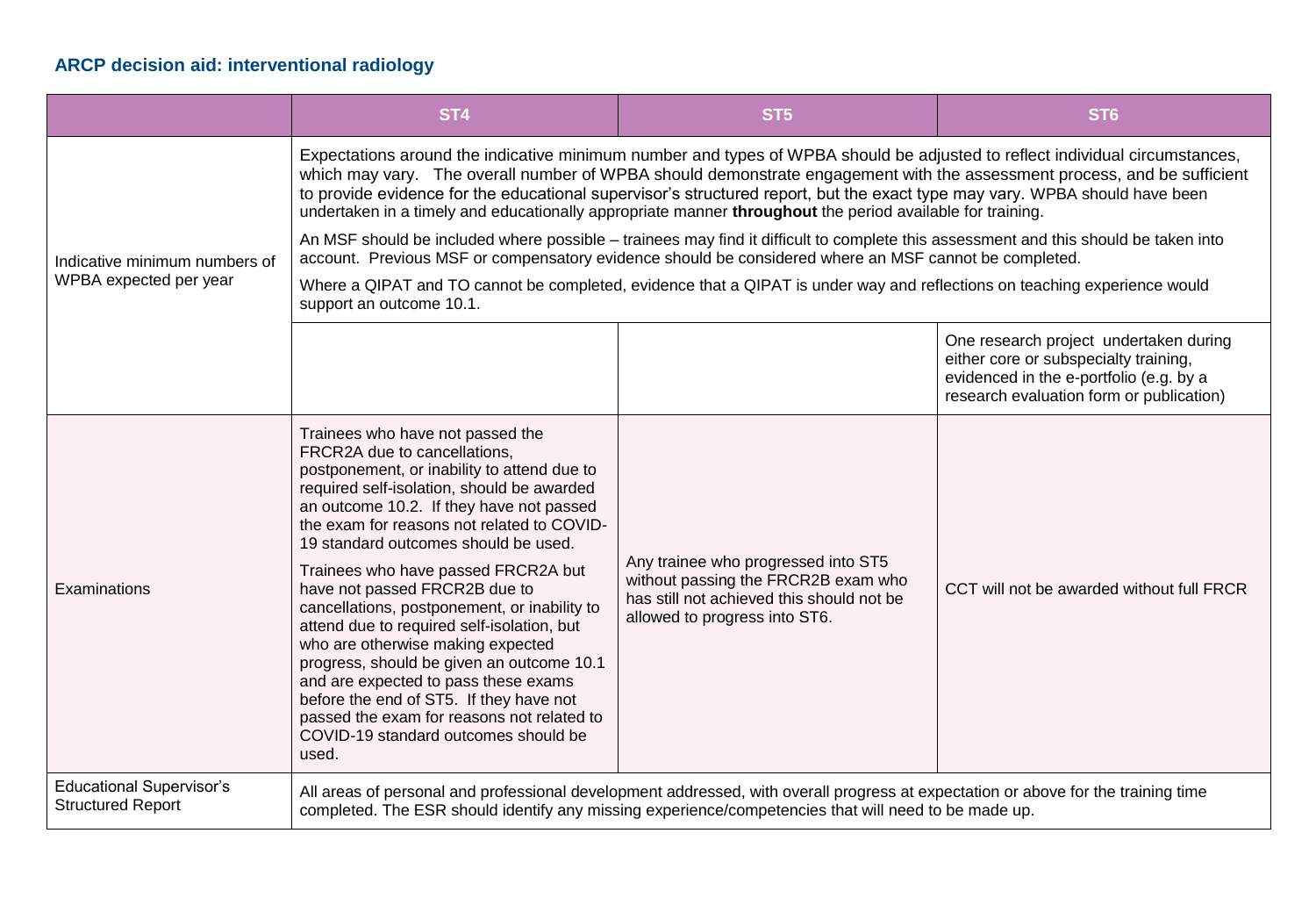### ARCP decision aid: interventional radiology

| | ST4 | ST5 | ST6 |
|---|---|---|---|
| Indicative minimum numbers of WPBA expected per year | Expectations around the indicative minimum number and types of WPBA should be adjusted to reflect individual circumstances, which may vary. The overall number of WPBA should demonstrate engagement with the assessment process, and be sufficient to provide evidence for the educational supervisor's structured report, but the exact type may vary. WPBA should have been undertaken in a timely and educationally appropriate manner **throughout** the period available for training.<br><br>An MSF should be included where possible – trainees may find it difficult to complete this assessment and this should be taken into account. Previous MSF or compensatory evidence should be considered where an MSF cannot be completed.<br><br>Where a QIPAT and TO cannot be completed, evidence that a QIPAT is under way and reflections on teaching experience would support an outcome 10.1. | | |
| | | | One research project undertaken during either core or subspecialty training, evidenced in the e-portfolio (e.g. by a research evaluation form or publication) |
| Examinations | Trainees who have not passed the FRCR2A due to cancellations, postponement, or inability to attend due to required self-isolation, should be awarded an outcome 10.2. If they have not passed the exam for reasons not related to COVID-19 standard outcomes should be used.<br><br>Trainees who have passed FRCR2A but have not passed FRCR2B due to cancellations, postponement, or inability to attend due to required self-isolation, but who are otherwise making expected progress, should be given an outcome 10.1 and are expected to pass these exams before the end of ST5. If they have not passed the exam for reasons not related to COVID-19 standard outcomes should be used. | Any trainee who progressed into ST5 without passing the FRCR2B exam who has still not achieved this should not be allowed to progress into ST6. | CCT will not be awarded without full FRCR |
| Educational Supervisor's Structured Report | All areas of personal and professional development addressed, with overall progress at expectation or above for the training time completed. The ESR should identify any missing experience/competencies that will need to be made up. | | |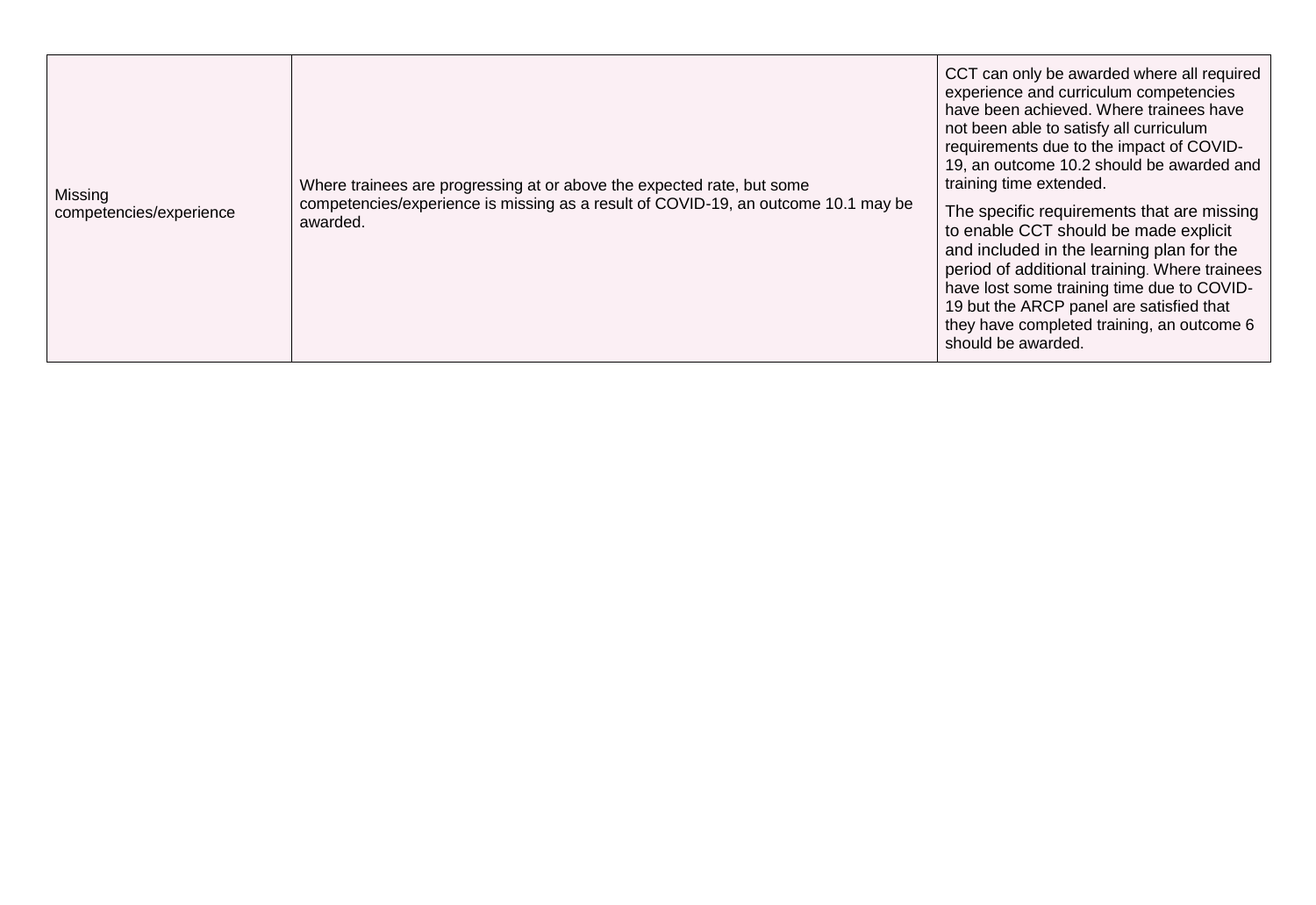| | | |
|---|---|---|
| Missing competencies/experience | Where trainees are progressing at or above the expected rate, but some competencies/experience is missing as a result of COVID-19, an outcome 10.1 may be awarded. | CCT can only be awarded where all required experience and curriculum competencies have been achieved. Where trainees have not been able to satisfy all curriculum requirements due to the impact of COVID-19, an outcome 10.2 should be awarded and training time extended.<br><br>The specific requirements that are missing to enable CCT should be made explicit and included in the learning plan for the period of additional training. Where trainees have lost some training time due to COVID-19 but the ARCP panel are satisfied that they have completed training, an outcome 6 should be awarded. |